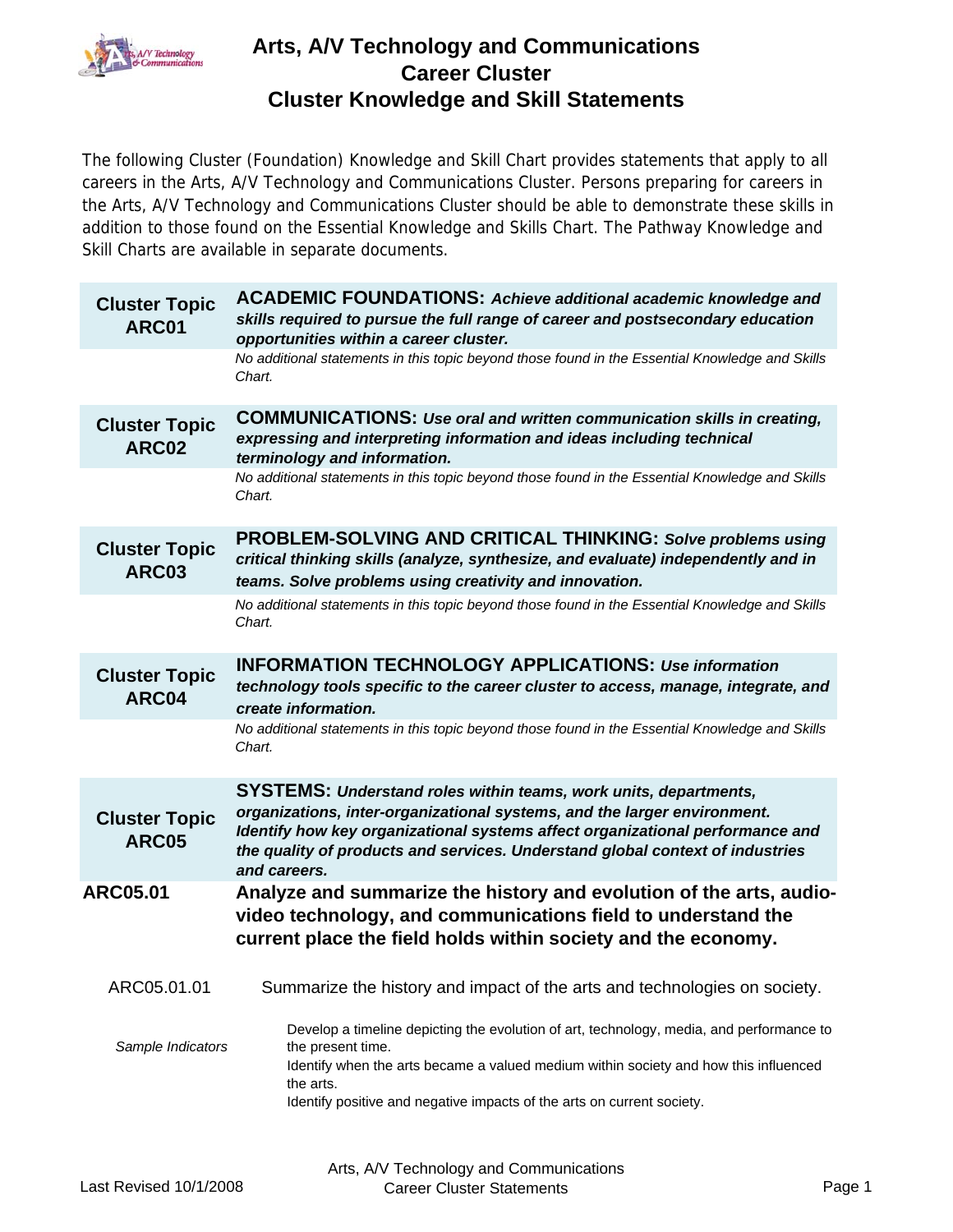# Arts, A/V Technology and Communications Career Cluster
# Cluster Knowledge and Skill Statements

The following Cluster (Foundation) Knowledge and Skill Chart provides statements that apply to all careers in the Arts, A/V Technology and Communications Cluster. Persons preparing for careers in the Arts, A/V Technology and Communications Cluster should be able to demonstrate these skills in addition to those found on the Essential Knowledge and Skills Chart. The Pathway Knowledge and Skill Charts are available in separate documents.

| Cluster Topic ARC01 | **ACADEMIC FOUNDATIONS:** ***Achieve additional academic knowledge and skills required to pursue the full range of career and postsecondary education opportunities within a career cluster.*** |
|---|---|
| | *No additional statements in this topic beyond those found in the Essential Knowledge and Skills Chart.* |

| Cluster Topic ARC02 | **COMMUNICATIONS:** ***Use oral and written communication skills in creating, expressing and interpreting information and ideas including technical terminology and information.*** |
|---|---|
| | *No additional statements in this topic beyond those found in the Essential Knowledge and Skills Chart.* |

| Cluster Topic ARC03 | **PROBLEM-SOLVING AND CRITICAL THINKING:** ***Solve problems using critical thinking skills (analyze, synthesize, and evaluate) independently and in teams. Solve problems using creativity and innovation.*** |
|---|---|
| | *No additional statements in this topic beyond those found in the Essential Knowledge and Skills Chart.* |

| Cluster Topic ARC04 | **INFORMATION TECHNOLOGY APPLICATIONS:** ***Use information technology tools specific to the career cluster to access, manage, integrate, and create information.*** |
|---|---|
| | *No additional statements in this topic beyond those found in the Essential Knowledge and Skills Chart.* |

| Cluster Topic ARC05 | **SYSTEMS:** ***Understand roles within teams, work units, departments, organizations, inter-organizational systems, and the larger environment. Identify how key organizational systems affect organizational performance and the quality of products and services. Understand global context of industries and careers.*** |
|---|---|
| **ARC05.01** | **Analyze and summarize the history and evolution of the arts, audio-video technology, and communications field to understand the current place the field holds within society and the economy.** |
| ARC05.01.01 | Summarize the history and impact of the arts and technologies on society. |
| *Sample Indicators* | Develop a timeline depicting the evolution of art, technology, media, and performance to the present time.<br>Identify when the arts became a valued medium within society and how this influenced the arts.<br>Identify positive and negative impacts of the arts on current society. |

Last Revised 10/1/2008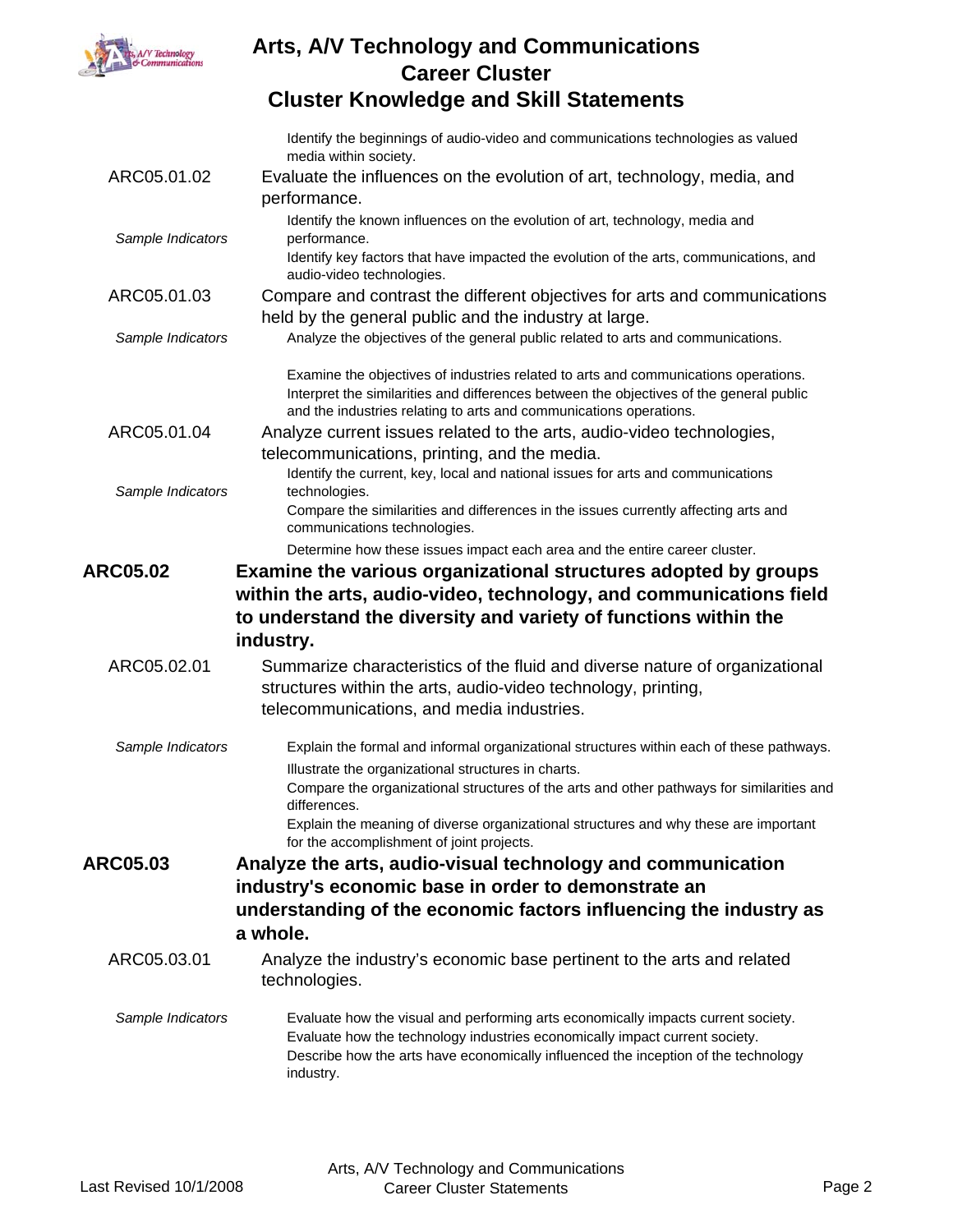Identify the beginnings of audio-video and communications technologies as valued media within society.

**ARC05.01.02** Evaluate the influences on the evolution of art, technology, media, and performance.

*Sample Indicators*

- Identify the known influences on the evolution of art, technology, media and performance.
- Identify key factors that have impacted the evolution of the arts, communications, and audio-video technologies.

**ARC05.01.03** Compare and contrast the different objectives for arts and communications held by the general public and the industry at large.

*Sample Indicators*

- Analyze the objectives of the general public related to arts and communications.
- Examine the objectives of industries related to arts and communications operations.
- Interpret the similarities and differences between the objectives of the general public and the industries relating to arts and communications operations.

**ARC05.01.04** Analyze current issues related to the arts, audio-video technologies, telecommunications, printing, and the media.

*Sample Indicators*

- Identify the current, key, local and national issues for arts and communications technologies.
- Compare the similarities and differences in the issues currently affecting arts and communications technologies.
- Determine how these issues impact each area and the entire career cluster.

## ARC05.02 Examine the various organizational structures adopted by groups within the arts, audio-video, technology, and communications field to understand the diversity and variety of functions within the industry.

**ARC05.02.01** Summarize characteristics of the fluid and diverse nature of organizational structures within the arts, audio-video technology, printing, telecommunications, and media industries.

*Sample Indicators*

- Explain the formal and informal organizational structures within each of these pathways.
- Illustrate the organizational structures in charts.
- Compare the organizational structures of the arts and other pathways for similarities and differences.
- Explain the meaning of diverse organizational structures and why these are important for the accomplishment of joint projects.

## ARC05.03 Analyze the arts, audio-visual technology and communication industry's economic base in order to demonstrate an understanding of the economic factors influencing the industry as a whole.

**ARC05.03.01** Analyze the industry’s economic base pertinent to the arts and related technologies.

*Sample Indicators*

- Evaluate how the visual and performing arts economically impacts current society.
- Evaluate how the technology industries economically impact current society.
- Describe how the arts have economically influenced the inception of the technology industry.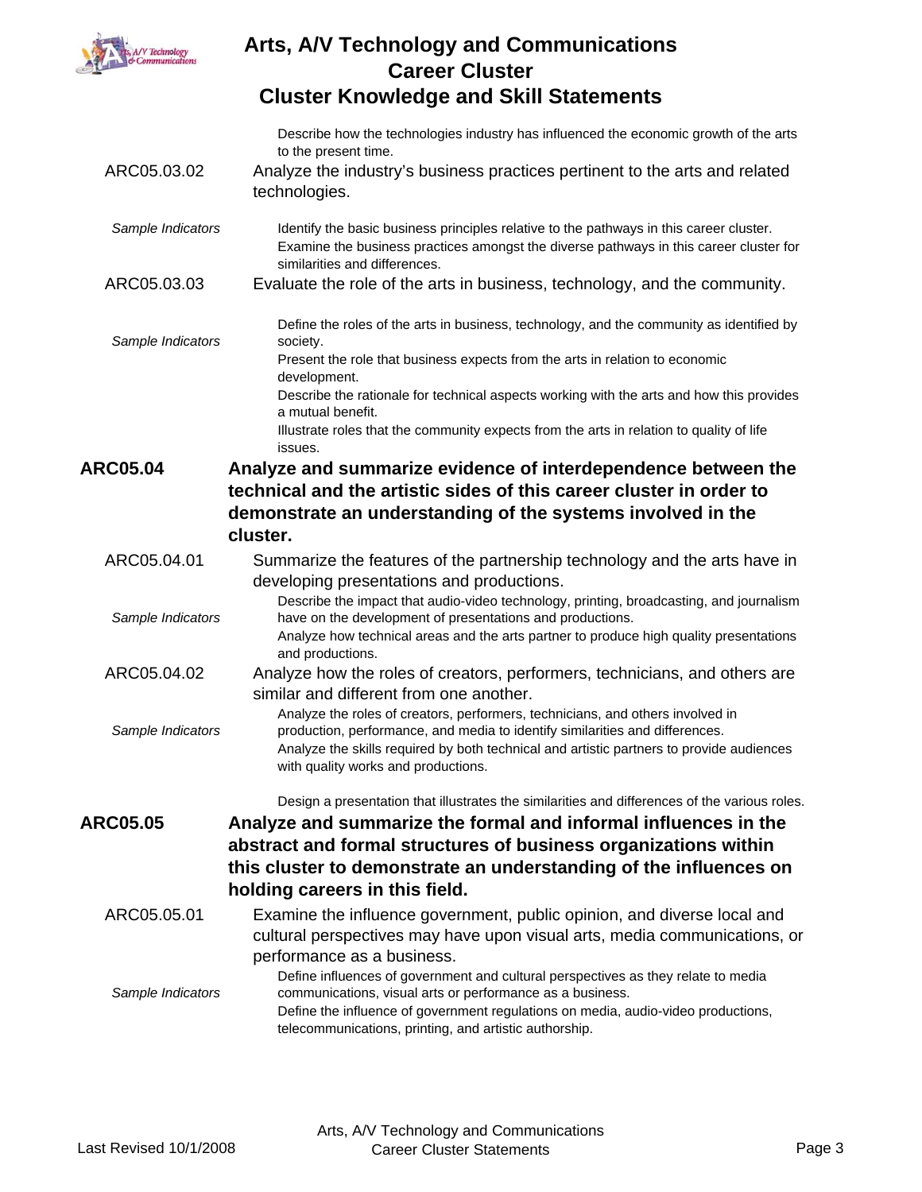Describe how the technologies industry has influenced the economic growth of the arts to the present time.

**ARC05.03.02** Analyze the industry's business practices pertinent to the arts and related technologies.

*Sample Indicators*

- Identify the basic business principles relative to the pathways in this career cluster.
- Examine the business practices amongst the diverse pathways in this career cluster for similarities and differences.

**ARC05.03.03** Evaluate the role of the arts in business, technology, and the community.

*Sample Indicators*

- Define the roles of the arts in business, technology, and the community as identified by society.
- Present the role that business expects from the arts in relation to economic development.
- Describe the rationale for technical aspects working with the arts and how this provides a mutual benefit.
- Illustrate roles that the community expects from the arts in relation to quality of life issues.

## ARC05.04 Analyze and summarize evidence of interdependence between the technical and the artistic sides of this career cluster in order to demonstrate an understanding of the systems involved in the cluster.

**ARC05.04.01** Summarize the features of the partnership technology and the arts have in developing presentations and productions.

*Sample Indicators*

- Describe the impact that audio-video technology, printing, broadcasting, and journalism have on the development of presentations and productions.
- Analyze how technical areas and the arts partner to produce high quality presentations and productions.

**ARC05.04.02** Analyze how the roles of creators, performers, technicians, and others are similar and different from one another.

*Sample Indicators*

- Analyze the roles of creators, performers, technicians, and others involved in production, performance, and media to identify similarities and differences.
- Analyze the skills required by both technical and artistic partners to provide audiences with quality works and productions.
- Design a presentation that illustrates the similarities and differences of the various roles.

## ARC05.05 Analyze and summarize the formal and informal influences in the abstract and formal structures of business organizations within this cluster to demonstrate an understanding of the influences on holding careers in this field.

**ARC05.05.01** Examine the influence government, public opinion, and diverse local and cultural perspectives may have upon visual arts, media communications, or performance as a business.

*Sample Indicators*

- Define influences of government and cultural perspectives as they relate to media communications, visual arts or performance as a business.
- Define the influence of government regulations on media, audio-video productions, telecommunications, printing, and artistic authorship.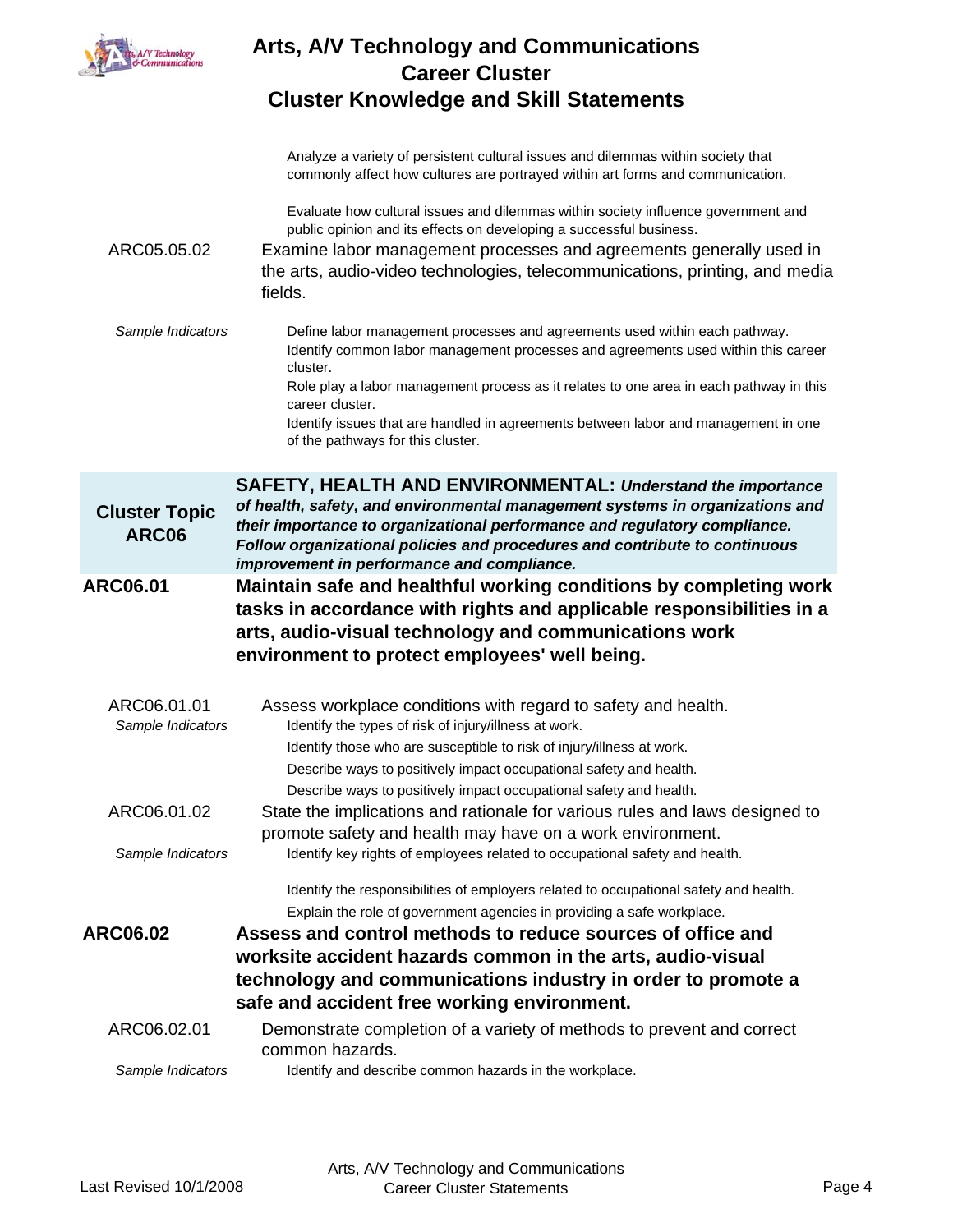Analyze a variety of persistent cultural issues and dilemmas within society that commonly affect how cultures are portrayed within art forms and communication.

Evaluate how cultural issues and dilemmas within society influence government and public opinion and its effects on developing a successful business.

**ARC05.05.02** Examine labor management processes and agreements generally used in the arts, audio-video technologies, telecommunications, printing, and media fields.

*Sample Indicators*

- Define labor management processes and agreements used within each pathway.
- Identify common labor management processes and agreements used within this career cluster.
- Role play a labor management process as it relates to one area in each pathway in this career cluster.
- Identify issues that are handled in agreements between labor and management in one of the pathways for this cluster.

## Cluster Topic ARC06

**SAFETY, HEALTH AND ENVIRONMENTAL:** ***Understand the importance of health, safety, and environmental management systems in organizations and their importance to organizational performance and regulatory compliance. Follow organizational policies and procedures and contribute to continuous improvement in performance and compliance.***

### ARC06.01 Maintain safe and healthful working conditions by completing work tasks in accordance with rights and applicable responsibilities in a arts, audio-visual technology and communications work environment to protect employees' well being.

**ARC06.01.01** Assess workplace conditions with regard to safety and health.

*Sample Indicators*

- Identify the types of risk of injury/illness at work.
- Identify those who are susceptible to risk of injury/illness at work.
- Describe ways to positively impact occupational safety and health.
- Describe ways to positively impact occupational safety and health.

**ARC06.01.02** State the implications and rationale for various rules and laws designed to promote safety and health may have on a work environment.

*Sample Indicators*

- Identify key rights of employees related to occupational safety and health.
- Identify the responsibilities of employers related to occupational safety and health.
- Explain the role of government agencies in providing a safe workplace.

### ARC06.02 Assess and control methods to reduce sources of office and worksite accident hazards common in the arts, audio-visual technology and communications industry in order to promote a safe and accident free working environment.

**ARC06.02.01** Demonstrate completion of a variety of methods to prevent and correct common hazards.

*Sample Indicators*

- Identify and describe common hazards in the workplace.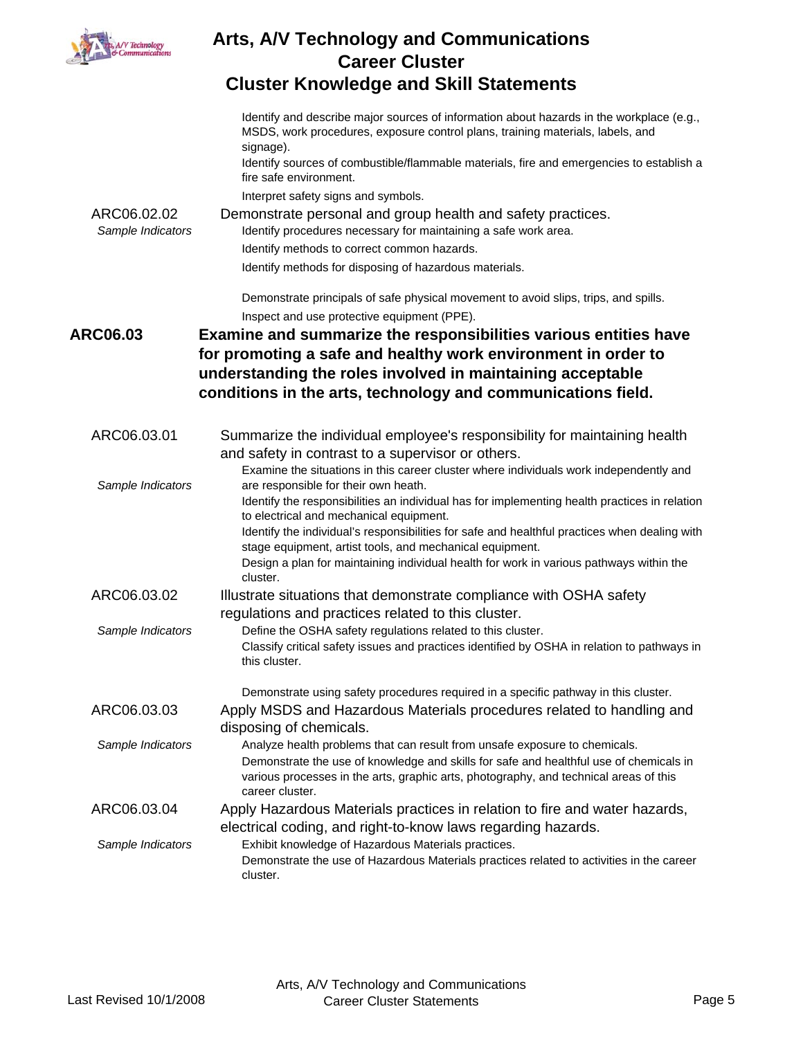Identify and describe major sources of information about hazards in the workplace (e.g., MSDS, work procedures, exposure control plans, training materials, labels, and signage).

Identify sources of combustible/flammable materials, fire and emergencies to establish a fire safe environment.

Interpret safety signs and symbols.

**ARC06.02.02** Demonstrate personal and group health and safety practices.

*Sample Indicators*

- Identify procedures necessary for maintaining a safe work area.
- Identify methods to correct common hazards.
- Identify methods for disposing of hazardous materials.
- Demonstrate principals of safe physical movement to avoid slips, trips, and spills.
- Inspect and use protective equipment (PPE).

## ARC06.03 Examine and summarize the responsibilities various entities have for promoting a safe and healthy work environment in order to understanding the roles involved in maintaining acceptable conditions in the arts, technology and communications field.

**ARC06.03.01** Summarize the individual employee's responsibility for maintaining health and safety in contrast to a supervisor or others.

*Sample Indicators*

- Examine the situations in this career cluster where individuals work independently and are responsible for their own heath.
- Identify the responsibilities an individual has for implementing health practices in relation to electrical and mechanical equipment.
- Identify the individual's responsibilities for safe and healthful practices when dealing with stage equipment, artist tools, and mechanical equipment.
- Design a plan for maintaining individual health for work in various pathways within the cluster.

**ARC06.03.02** Illustrate situations that demonstrate compliance with OSHA safety regulations and practices related to this cluster.

*Sample Indicators*

- Define the OSHA safety regulations related to this cluster.
- Classify critical safety issues and practices identified by OSHA in relation to pathways in this cluster.
- Demonstrate using safety procedures required in a specific pathway in this cluster.

**ARC06.03.03** Apply MSDS and Hazardous Materials procedures related to handling and disposing of chemicals.

*Sample Indicators*

- Analyze health problems that can result from unsafe exposure to chemicals.
- Demonstrate the use of knowledge and skills for safe and healthful use of chemicals in various processes in the arts, graphic arts, photography, and technical areas of this career cluster.

**ARC06.03.04** Apply Hazardous Materials practices in relation to fire and water hazards, electrical coding, and right-to-know laws regarding hazards.

*Sample Indicators*

- Exhibit knowledge of Hazardous Materials practices.
- Demonstrate the use of Hazardous Materials practices related to activities in the career cluster.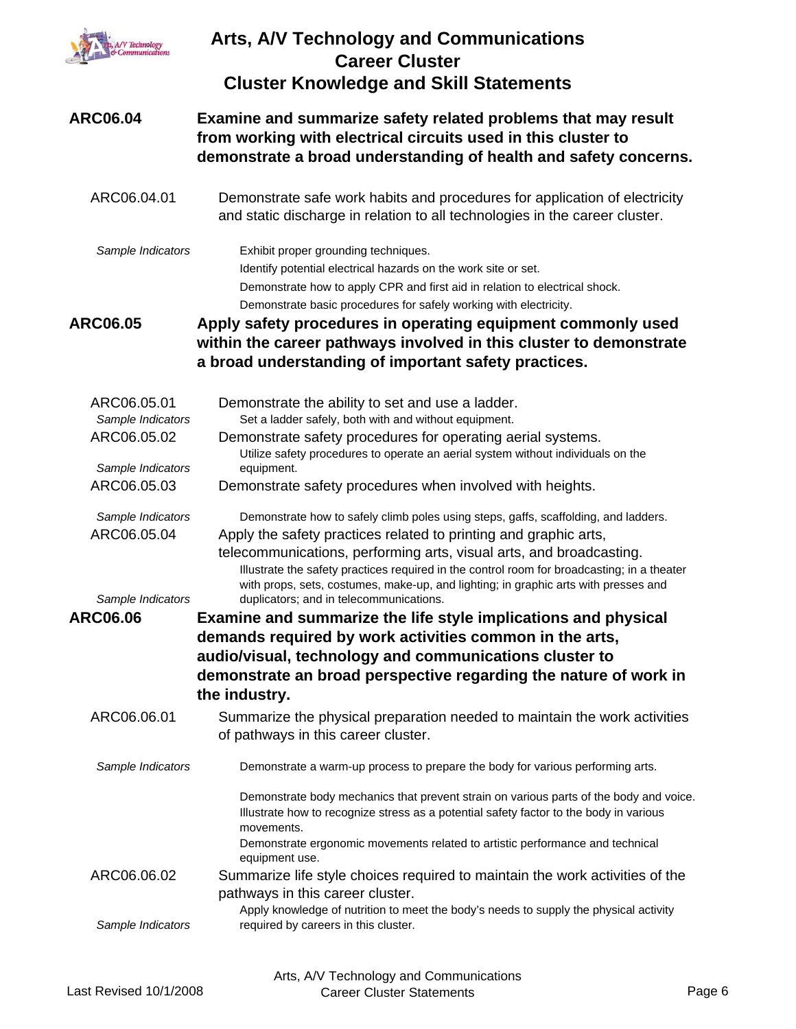**ARC06.04** **Examine and summarize safety related problems that may result from working with electrical circuits used in this cluster to demonstrate a broad understanding of health and safety concerns.**

ARC06.04.01 Demonstrate safe work habits and procedures for application of electricity and static discharge in relation to all technologies in the career cluster.

*Sample Indicators*

- Exhibit proper grounding techniques.
- Identify potential electrical hazards on the work site or set.
- Demonstrate how to apply CPR and first aid in relation to electrical shock.
- Demonstrate basic procedures for safely working with electricity.

**ARC06.05** **Apply safety procedures in operating equipment commonly used within the career pathways involved in this cluster to demonstrate a broad understanding of important safety practices.**

ARC06.05.01 Demonstrate the ability to set and use a ladder.

*Sample Indicators*

- Set a ladder safely, both with and without equipment.

ARC06.05.02 Demonstrate safety procedures for operating aerial systems.

*Sample Indicators*

- Utilize safety procedures to operate an aerial system without individuals on the equipment.

ARC06.05.03 Demonstrate safety procedures when involved with heights.

*Sample Indicators*

- Demonstrate how to safely climb poles using steps, gaffs, scaffolding, and ladders.

ARC06.05.04 Apply the safety practices related to printing and graphic arts, telecommunications, performing arts, visual arts, and broadcasting.

*Sample Indicators*

- Illustrate the safety practices required in the control room for broadcasting; in a theater with props, sets, costumes, make-up, and lighting; in graphic arts with presses and duplicators; and in telecommunications.

**ARC06.06** **Examine and summarize the life style implications and physical demands required by work activities common in the arts, audio/visual, technology and communications cluster to demonstrate an broad perspective regarding the nature of work in the industry.**

ARC06.06.01 Summarize the physical preparation needed to maintain the work activities of pathways in this career cluster.

*Sample Indicators*

- Demonstrate a warm-up process to prepare the body for various performing arts.
- Demonstrate body mechanics that prevent strain on various parts of the body and voice.
- Illustrate how to recognize stress as a potential safety factor to the body in various movements.
- Demonstrate ergonomic movements related to artistic performance and technical equipment use.

ARC06.06.02 Summarize life style choices required to maintain the work activities of the pathways in this career cluster.

*Sample Indicators*

- Apply knowledge of nutrition to meet the body's needs to supply the physical activity required by careers in this cluster.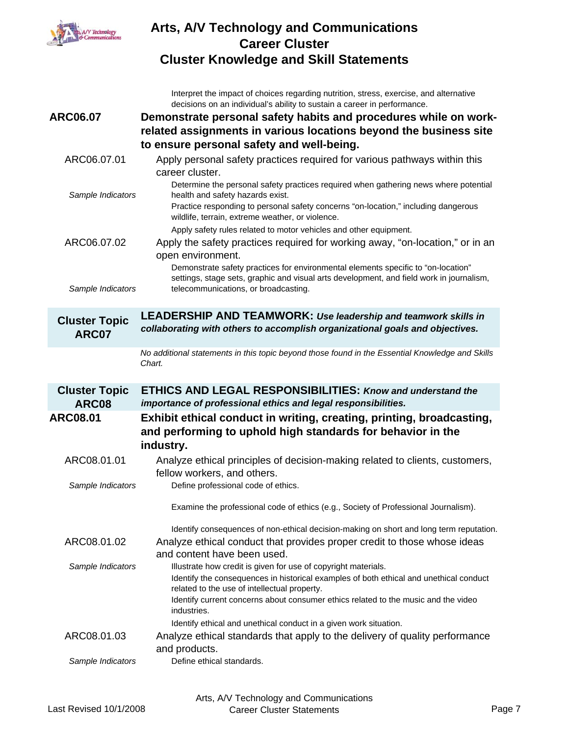Interpret the impact of choices regarding nutrition, stress, exercise, and alternative decisions on an individual's ability to sustain a career in performance.

**ARC06.07** **Demonstrate personal safety habits and procedures while on work-related assignments in various locations beyond the business site to ensure personal safety and well-being.**

ARC06.07.01 Apply personal safety practices required for various pathways within this career cluster.

*Sample Indicators*

- Determine the personal safety practices required when gathering news where potential health and safety hazards exist.
- Practice responding to personal safety concerns "on-location," including dangerous wildlife, terrain, extreme weather, or violence.
- Apply safety rules related to motor vehicles and other equipment.

ARC06.07.02 Apply the safety practices required for working away, "on-location," or in an open environment.

*Sample Indicators*

- Demonstrate safety practices for environmental elements specific to "on-location" settings, stage sets, graphic and visual arts development, and field work in journalism, telecommunications, or broadcasting.

## Cluster Topic ARC07 — LEADERSHIP AND TEAMWORK: *Use leadership and teamwork skills in collaborating with others to accomplish organizational goals and objectives.*

*No additional statements in this topic beyond those found in the Essential Knowledge and Skills Chart.*

## Cluster Topic ARC08 — ETHICS AND LEGAL RESPONSIBILITIES: *Know and understand the importance of professional ethics and legal responsibilities.*

**ARC08.01** **Exhibit ethical conduct in writing, creating, printing, broadcasting, and performing to uphold high standards for behavior in the industry.**

ARC08.01.01 Analyze ethical principles of decision-making related to clients, customers, fellow workers, and others.

*Sample Indicators*

- Define professional code of ethics.
- Examine the professional code of ethics (e.g., Society of Professional Journalism).
- Identify consequences of non-ethical decision-making on short and long term reputation.

ARC08.01.02 Analyze ethical conduct that provides proper credit to those whose ideas and content have been used.

*Sample Indicators*

- Illustrate how credit is given for use of copyright materials.
- Identify the consequences in historical examples of both ethical and unethical conduct related to the use of intellectual property.
- Identify current concerns about consumer ethics related to the music and the video industries.
- Identify ethical and unethical conduct in a given work situation.

ARC08.01.03 Analyze ethical standards that apply to the delivery of quality performance and products.

*Sample Indicators*

- Define ethical standards.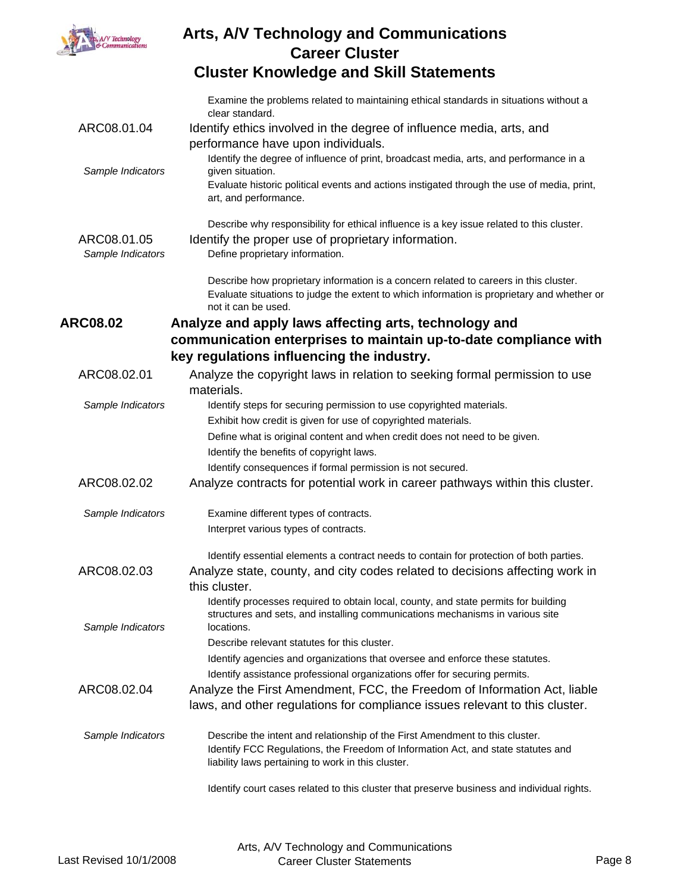Examine the problems related to maintaining ethical standards in situations without a clear standard.

**ARC08.01.04** Identify ethics involved in the degree of influence media, arts, and performance have upon individuals.

*Sample Indicators*

- Identify the degree of influence of print, broadcast media, arts, and performance in a given situation.
- Evaluate historic political events and actions instigated through the use of media, print, art, and performance.
- Describe why responsibility for ethical influence is a key issue related to this cluster.

**ARC08.01.05** Identify the proper use of proprietary information.

*Sample Indicators*

- Define proprietary information.
- Describe how proprietary information is a concern related to careers in this cluster.
- Evaluate situations to judge the extent to which information is proprietary and whether or not it can be used.

## ARC08.02 Analyze and apply laws affecting arts, technology and communication enterprises to maintain up-to-date compliance with key regulations influencing the industry.

**ARC08.02.01** Analyze the copyright laws in relation to seeking formal permission to use materials.

*Sample Indicators*

- Identify steps for securing permission to use copyrighted materials.
- Exhibit how credit is given for use of copyrighted materials.
- Define what is original content and when credit does not need to be given.
- Identify the benefits of copyright laws.
- Identify consequences if formal permission is not secured.

**ARC08.02.02** Analyze contracts for potential work in career pathways within this cluster.

*Sample Indicators*

- Examine different types of contracts.
- Interpret various types of contracts.
- Identify essential elements a contract needs to contain for protection of both parties.

**ARC08.02.03** Analyze state, county, and city codes related to decisions affecting work in this cluster.

*Sample Indicators*

- Identify processes required to obtain local, county, and state permits for building structures and sets, and installing communications mechanisms in various site locations.
- Describe relevant statutes for this cluster.
- Identify agencies and organizations that oversee and enforce these statutes.
- Identify assistance professional organizations offer for securing permits.

**ARC08.02.04** Analyze the First Amendment, FCC, the Freedom of Information Act, liable laws, and other regulations for compliance issues relevant to this cluster.

*Sample Indicators*

- Describe the intent and relationship of the First Amendment to this cluster.
- Identify FCC Regulations, the Freedom of Information Act, and state statutes and liability laws pertaining to work in this cluster.
- Identify court cases related to this cluster that preserve business and individual rights.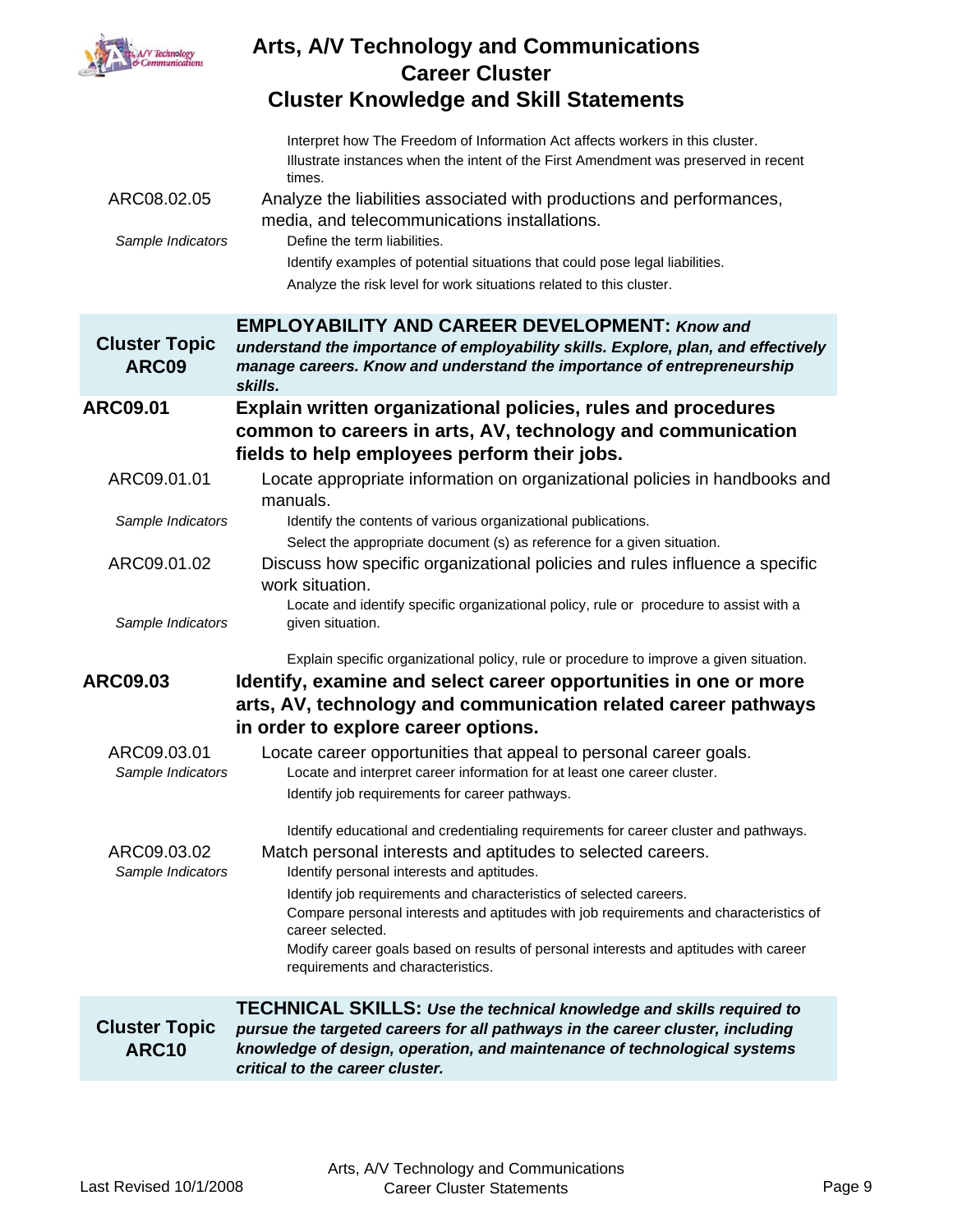Interpret how The Freedom of Information Act affects workers in this cluster.

Illustrate instances when the intent of the First Amendment was preserved in recent times.

ARC08.02.05 Analyze the liabilities associated with productions and performances, media, and telecommunications installations.

*Sample Indicators*

- Define the term liabilities.
- Identify examples of potential situations that could pose legal liabilities.
- Analyze the risk level for work situations related to this cluster.

## Cluster Topic ARC09

**EMPLOYABILITY AND CAREER DEVELOPMENT:** ***Know and understand the importance of employability skills. Explore, plan, and effectively manage careers. Know and understand the importance of entrepreneurship skills.***

### ARC09.01 Explain written organizational policies, rules and procedures common to careers in arts, AV, technology and communication fields to help employees perform their jobs.

ARC09.01.01 Locate appropriate information on organizational policies in handbooks and manuals.

*Sample Indicators*

- Identify the contents of various organizational publications.
- Select the appropriate document (s) as reference for a given situation.

ARC09.01.02 Discuss how specific organizational policies and rules influence a specific work situation.

*Sample Indicators*

- Locate and identify specific organizational policy, rule or procedure to assist with a given situation.
- Explain specific organizational policy, rule or procedure to improve a given situation.

### ARC09.03 Identify, examine and select career opportunities in one or more arts, AV, technology and communication related career pathways in order to explore career options.

ARC09.03.01 Locate career opportunities that appeal to personal career goals.

*Sample Indicators*

- Locate and interpret career information for at least one career cluster.
- Identify job requirements for career pathways.
- Identify educational and credentialing requirements for career cluster and pathways.

ARC09.03.02 Match personal interests and aptitudes to selected careers.

*Sample Indicators*

- Identify personal interests and aptitudes.
- Identify job requirements and characteristics of selected careers.
- Compare personal interests and aptitudes with job requirements and characteristics of career selected.
- Modify career goals based on results of personal interests and aptitudes with career requirements and characteristics.

## Cluster Topic ARC10

**TECHNICAL SKILLS:** ***Use the technical knowledge and skills required to pursue the targeted careers for all pathways in the career cluster, including knowledge of design, operation, and maintenance of technological systems critical to the career cluster.***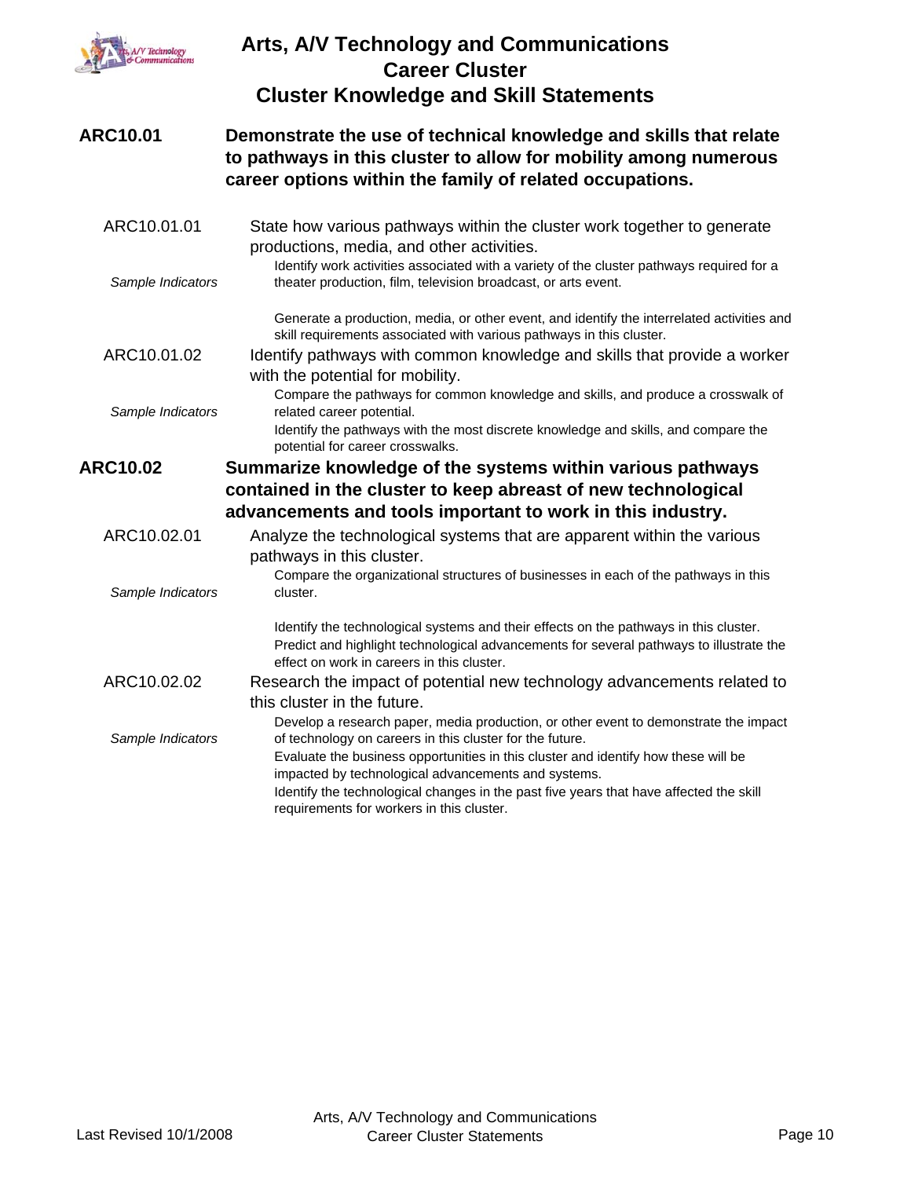# Arts, A/V Technology and Communications Career Cluster Cluster Knowledge and Skill Statements

**ARC10.01** **Demonstrate the use of technical knowledge and skills that relate to pathways in this cluster to allow for mobility among numerous career options within the family of related occupations.**

ARC10.01.01 State how various pathways within the cluster work together to generate productions, media, and other activities.

*Sample Indicators*

- Identify work activities associated with a variety of the cluster pathways required for a theater production, film, television broadcast, or arts event.
- Generate a production, media, or other event, and identify the interrelated activities and skill requirements associated with various pathways in this cluster.

ARC10.01.02 Identify pathways with common knowledge and skills that provide a worker with the potential for mobility.

*Sample Indicators*

- Compare the pathways for common knowledge and skills, and produce a crosswalk of related career potential.
- Identify the pathways with the most discrete knowledge and skills, and compare the potential for career crosswalks.

**ARC10.02** **Summarize knowledge of the systems within various pathways contained in the cluster to keep abreast of new technological advancements and tools important to work in this industry.**

ARC10.02.01 Analyze the technological systems that are apparent within the various pathways in this cluster.

*Sample Indicators*

- Compare the organizational structures of businesses in each of the pathways in this cluster.
- Identify the technological systems and their effects on the pathways in this cluster.
- Predict and highlight technological advancements for several pathways to illustrate the effect on work in careers in this cluster.

ARC10.02.02 Research the impact of potential new technology advancements related to this cluster in the future.

*Sample Indicators*

- Develop a research paper, media production, or other event to demonstrate the impact of technology on careers in this cluster for the future.
- Evaluate the business opportunities in this cluster and identify how these will be impacted by technological advancements and systems.
- Identify the technological changes in the past five years that have affected the skill requirements for workers in this cluster.